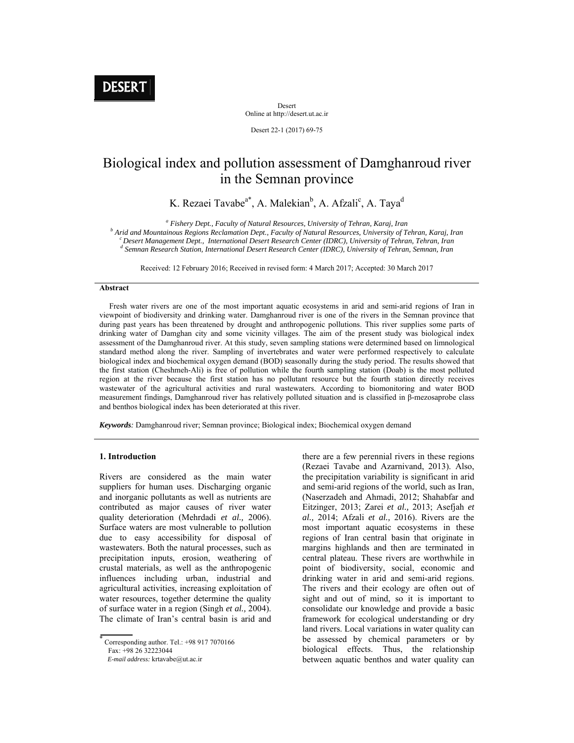DESERT

Desert
Online at http://desert.ut.ac.ir

# Biological index and pollution assessment of Damghanroud river in the Semnan province

K. Rezaei Tavabe[a*], A. Malekian[b], A. Afzali[c], A. Taya[d]

[a] *Fishery Dept., Faculty of Natural Resources, University of Tehran, Karaj, Iran*
[b] *Arid and Mountainous Regions Reclamation Dept., Faculty of Natural Resources, University of Tehran, Karaj, Iran*
[c] *Desert Management Dept., International Desert Research Center (IDRC), University of Tehran, Tehran, Iran*
[d] *Semnan Research Station, International Desert Research Center (IDRC), University of Tehran, Semnan, Iran*

Received: 12 February 2016; Received in revised form: 4 March 2017; Accepted: 30 March 2017

## Abstract

Fresh water rivers are one of the most important aquatic ecosystems in arid and semi-arid regions of Iran in viewpoint of biodiversity and drinking water. Damghanroud river is one of the rivers in the Semnan province that during past years has been threatened by drought and anthropogenic pollutions. This river supplies some parts of drinking water of Damghan city and some vicinity villages. The aim of the present study was biological index assessment of the Damghanroud river. At this study, seven sampling stations were determined based on limnological standard method along the river. Sampling of invertebrates and water were performed respectively to calculate biological index and biochemical oxygen demand (BOD) seasonally during the study period. The results showed that the first station (Cheshmeh-Ali) is free of pollution while the fourth sampling station (Doab) is the most polluted region at the river because the first station has no pollutant resource but the fourth station directly receives wastewater of the agricultural activities and rural wastewaters. According to biomonitoring and water BOD measurement findings, Damghanroud river has relatively polluted situation and is classified in β-mezosaprobe class and benthos biological index has been deteriorated at this river.

***Keywords:*** Damghanroud river; Semnan province; Biological index; Biochemical oxygen demand

## 1. Introduction

Rivers are considered as the main water suppliers for human uses. Discharging organic and inorganic pollutants as well as nutrients are contributed as major causes of river water quality deterioration (Mehrdadi *et al.,* 2006). Surface waters are most vulnerable to pollution due to easy accessibility for disposal of wastewaters. Both the natural processes, such as precipitation inputs, erosion, weathering of crustal materials, as well as the anthropogenic influences including urban, industrial and agricultural activities, increasing exploitation of water resources, together determine the quality of surface water in a region (Singh *et al.,* 2004). The climate of Iran's central basin is arid and there are a few perennial rivers in these regions (Rezaei Tavabe and Azarnivand, 2013). Also, the precipitation variability is significant in arid and semi-arid regions of the world, such as Iran, (Naserzadeh and Ahmadi, 2012; Shahabfar and Eitzinger, 2013; Zarei *et al.,* 2013; Asefjah *et al.,* 2014; Afzali *et al.,* 2016). Rivers are the most important aquatic ecosystems in these regions of Iran central basin that originate in margins highlands and then are terminated in central plateau. These rivers are worthwhile in point of biodiversity, social, economic and drinking water in arid and semi-arid regions. The rivers and their ecology are often out of sight and out of mind, so it is important to consolidate our knowledge and provide a basic framework for ecological understanding or dry land rivers. Local variations in water quality can be assessed by chemical parameters or by biological effects. Thus, the relationship between aquatic benthos and water quality can

---

* Corresponding author. Tel.: +98 917 7070166
Fax: +98 26 32223044
*E-mail address:* krtavabe@ut.ac.ir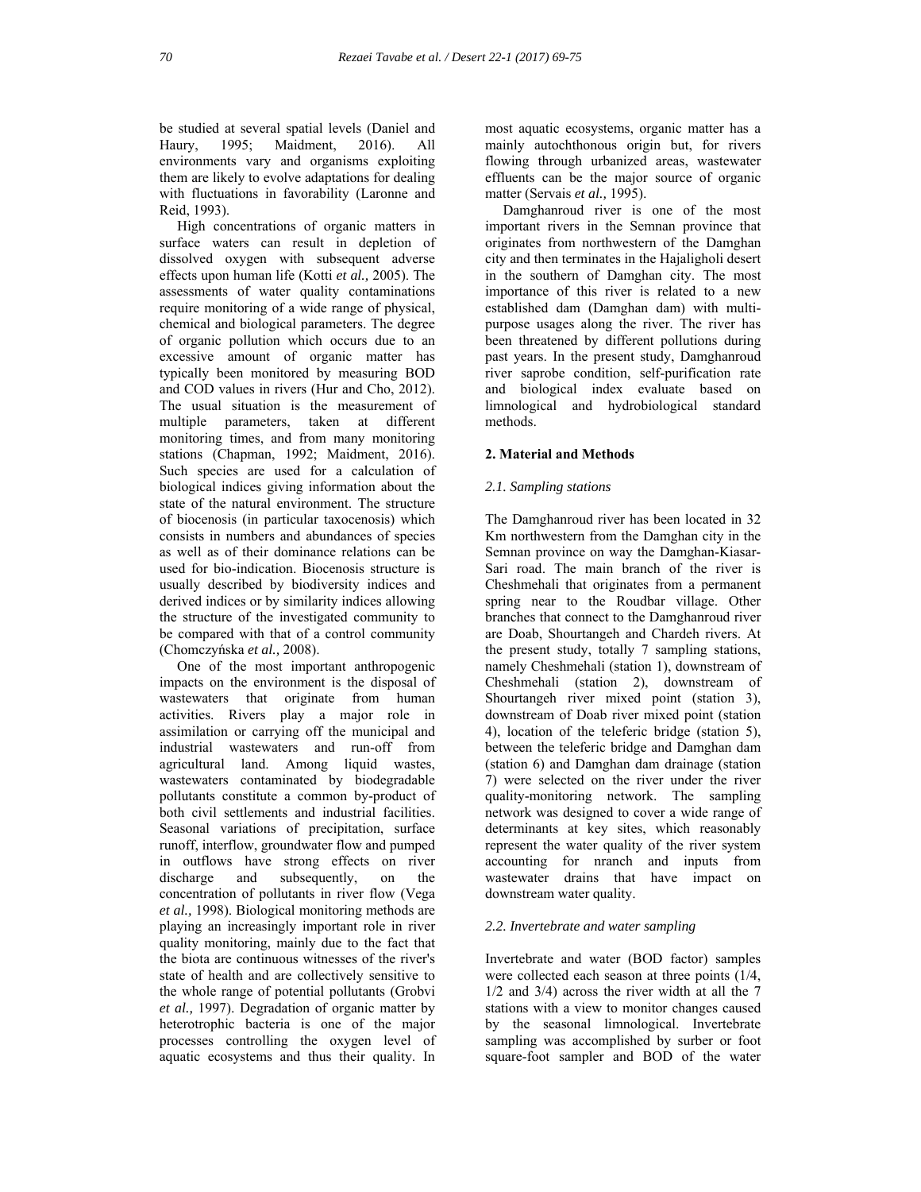be studied at several spatial levels (Daniel and Haury, 1995; Maidment, 2016). All environments vary and organisms exploiting them are likely to evolve adaptations for dealing with fluctuations in favorability (Laronne and Reid, 1993).

High concentrations of organic matters in surface waters can result in depletion of dissolved oxygen with subsequent adverse effects upon human life (Kotti *et al.,* 2005). The assessments of water quality contaminations require monitoring of a wide range of physical, chemical and biological parameters. The degree of organic pollution which occurs due to an excessive amount of organic matter has typically been monitored by measuring BOD and COD values in rivers (Hur and Cho, 2012). The usual situation is the measurement of multiple parameters, taken at different monitoring times, and from many monitoring stations (Chapman, 1992; Maidment, 2016). Such species are used for a calculation of biological indices giving information about the state of the natural environment. The structure of biocenosis (in particular taxocenosis) which consists in numbers and abundances of species as well as of their dominance relations can be used for bio-indication. Biocenosis structure is usually described by biodiversity indices and derived indices or by similarity indices allowing the structure of the investigated community to be compared with that of a control community (Chomczyńska *et al.,* 2008).

One of the most important anthropogenic impacts on the environment is the disposal of wastewaters that originate from human activities. Rivers play a major role in assimilation or carrying off the municipal and industrial wastewaters and run-off from agricultural land. Among liquid wastes, wastewaters contaminated by biodegradable pollutants constitute a common by-product of both civil settlements and industrial facilities. Seasonal variations of precipitation, surface runoff, interflow, groundwater flow and pumped in outflows have strong effects on river discharge and subsequently, on the concentration of pollutants in river flow (Vega *et al.,* 1998). Biological monitoring methods are playing an increasingly important role in river quality monitoring, mainly due to the fact that the biota are continuous witnesses of the river's state of health and are collectively sensitive to the whole range of potential pollutants (Grobvi *et al.,* 1997). Degradation of organic matter by heterotrophic bacteria is one of the major processes controlling the oxygen level of aquatic ecosystems and thus their quality. In most aquatic ecosystems, organic matter has a mainly autochthonous origin but, for rivers flowing through urbanized areas, wastewater effluents can be the major source of organic matter (Servais *et al.,* 1995).

Damghanroud river is one of the most important rivers in the Semnan province that originates from northwestern of the Damghan city and then terminates in the Hajaligholi desert in the southern of Damghan city. The most importance of this river is related to a new established dam (Damghan dam) with multi-purpose usages along the river. The river has been threatened by different pollutions during past years. In the present study, Damghanroud river saprobe condition, self-purification rate and biological index evaluate based on limnological and hydrobiological standard methods.

## 2. Material and Methods

### *2.1. Sampling stations*

The Damghanroud river has been located in 32 Km northwestern from the Damghan city in the Semnan province on way the Damghan-Kiasar-Sari road. The main branch of the river is Cheshmehali that originates from a permanent spring near to the Roudbar village. Other branches that connect to the Damghanroud river are Doab, Shourtangeh and Chardeh rivers. At the present study, totally 7 sampling stations, namely Cheshmehali (station 1), downstream of Cheshmehali (station 2), downstream of Shourtangeh river mixed point (station 3), downstream of Doab river mixed point (station 4), location of the teleferic bridge (station 5), between the teleferic bridge and Damghan dam (station 6) and Damghan dam drainage (station 7) were selected on the river under the river quality-monitoring network. The sampling network was designed to cover a wide range of determinants at key sites, which reasonably represent the water quality of the river system accounting for nranch and inputs from wastewater drains that have impact on downstream water quality.

### *2.2. Invertebrate and water sampling*

Invertebrate and water (BOD factor) samples were collected each season at three points (1/4, 1/2 and 3/4) across the river width at all the 7 stations with a view to monitor changes caused by the seasonal limnological. Invertebrate sampling was accomplished by surber or foot square-foot sampler and BOD of the water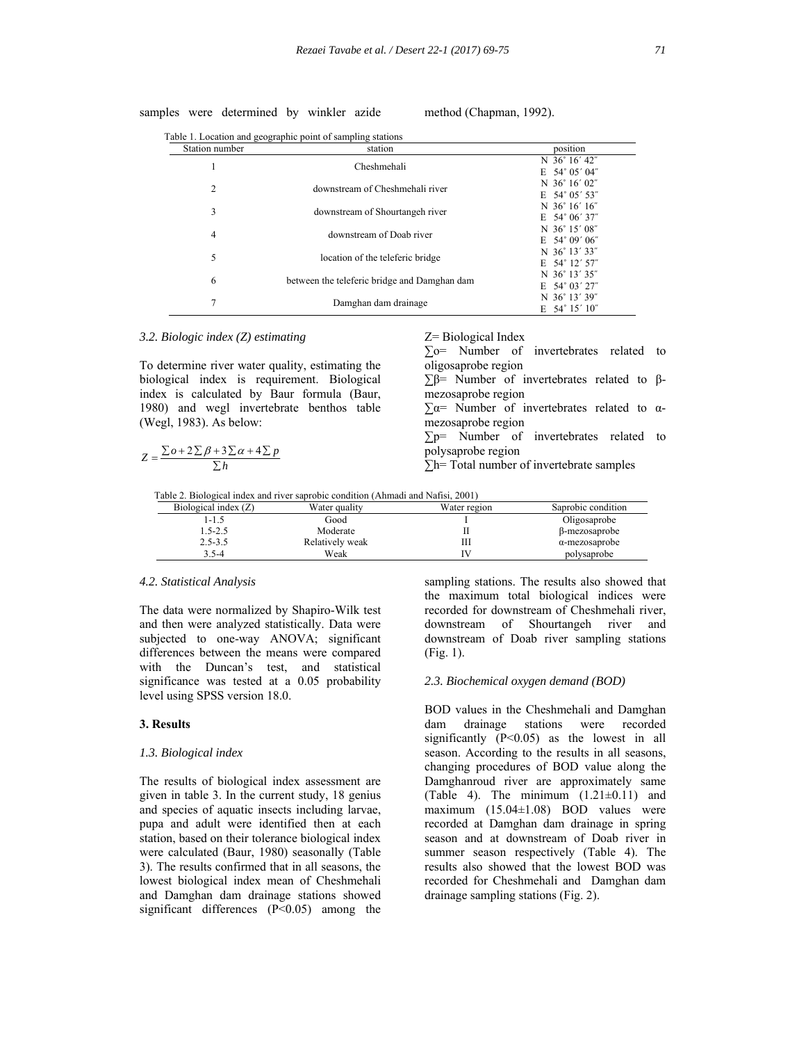samples were determined by winkler azide method (Chapman, 1992).

Table 1. Location and geographic point of sampling stations

| Station number | station | position |
|---|---|---|
| 1 | Cheshmehali | N 36˚ 16´ 42″ E 54˚ 05´ 04″ |
| 2 | downstream of Cheshmehali river | N 36˚ 16´ 02″ E 54˚ 05´ 53″ |
| 3 | downstream of Shourtangeh river | N 36˚ 16´ 16″ E 54˚ 06´ 37″ |
| 4 | downstream of Doab river | N 36˚ 15´ 08″ E 54˚ 09´ 06″ |
| 5 | location of the teleferic bridge | N 36˚ 13´ 33″ E 54˚ 12´ 57″ |
| 6 | between the teleferic bridge and Damghan dam | N 36˚ 13´ 35″ E 54˚ 03´ 27″ |
| 7 | Damghan dam drainage | N 36˚ 13´ 39″ E 54˚ 15´ 10″ |

### 3.2. Biologic index (Z) estimating

To determine river water quality, estimating the biological index is requirement. Biological index is calculated by Baur formula (Baur, 1980) and wegl invertebrate benthos table (Wegl, 1983). As below:

$$Z = \frac{\sum o + 2\sum \beta + 3\sum \alpha + 4\sum p}{\sum h}$$

Z= Biological Index

$\sum o$= Number of invertebrates related to oligosaprobe region

$\sum \beta$= Number of invertebrates related to β-mezosaprobe region

$\sum \alpha$= Number of invertebrates related to α-mezosaprobe region

$\sum p$= Number of invertebrates related to polysaprobe region

$\sum h$= Total number of invertebrate samples

Table 2. Biological index and river saprobic condition (Ahmadi and Nafisi, 2001)

| Biological index (Z) | Water quality | Water region | Saprobic condition |
|---|---|---|---|
| 1-1.5 | Good | I | Oligosaprobe |
| 1.5-2.5 | Moderate | II | β-mezosaprobe |
| 2.5-3.5 | Relatively weak | III | α-mezosaprobe |
| 3.5-4 | Weak | IV | polysaprobe |

### 4.2. Statistical Analysis

The data were normalized by Shapiro-Wilk test and then were analyzed statistically. Data were subjected to one-way ANOVA; significant differences between the means were compared with the Duncan's test, and statistical significance was tested at a 0.05 probability level using SPSS version 18.0.

## 3. Results

### 1.3. Biological index

The results of biological index assessment are given in table 3. In the current study, 18 genius and species of aquatic insects including larvae, pupa and adult were identified then at each station, based on their tolerance biological index were calculated (Baur, 1980) seasonally (Table 3). The results confirmed that in all seasons, the lowest biological index mean of Cheshmehali and Damghan dam drainage stations showed significant differences ($P<0.05$) among the sampling stations. The results also showed that the maximum total biological indices were recorded for downstream of Cheshmehali river, downstream of Shourtangeh river and downstream of Doab river sampling stations (Fig. 1).

### 2.3. Biochemical oxygen demand (BOD)

BOD values in the Cheshmehali and Damghan dam drainage stations were recorded significantly ($P<0.05$) as the lowest in all season. According to the results in all seasons, changing procedures of BOD value along the Damghanroud river are approximately same (Table 4). The minimum (1.21±0.11) and maximum (15.04±1.08) BOD values were recorded at Damghan dam drainage in spring season and at downstream of Doab river in summer season respectively (Table 4). The results also showed that the lowest BOD was recorded for Cheshmehali and Damghan dam drainage sampling stations (Fig. 2).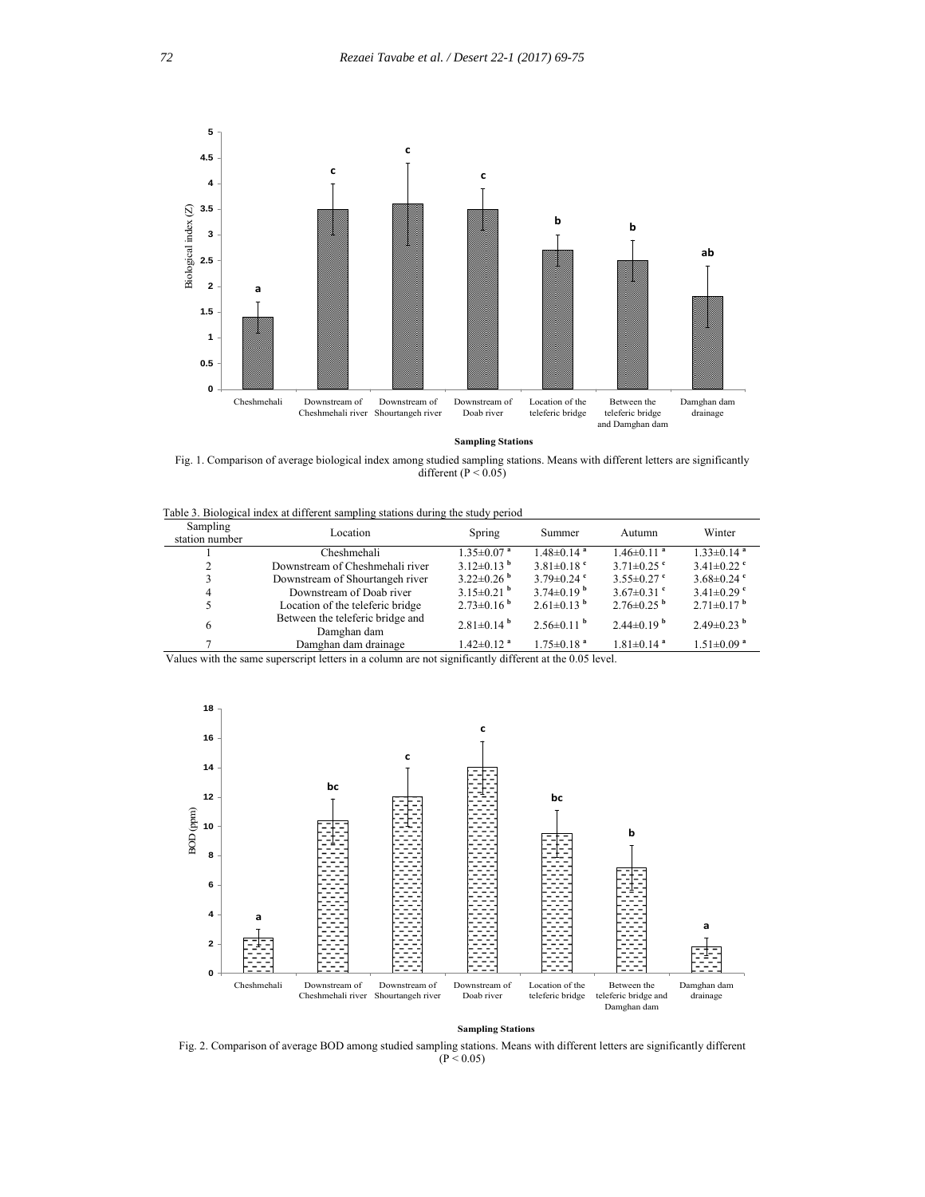Fig. 1. Comparison of average biological index among studied sampling stations. Means with different letters are significantly different ($P < 0.05$)

Table 3. Biological index at different sampling stations during the study period

| Sampling station number | Location | Spring | Summer | Autumn | Winter |
|---|---|---|---|---|---|
| 1 | Cheshmehali | $1.35\pm0.07^{a}$ | $1.48\pm0.14^{a}$ | $1.46\pm0.11^{a}$ | $1.33\pm0.14^{a}$ |
| 2 | Downstream of Cheshmehali river | $3.12\pm0.13^{b}$ | $3.81\pm0.18^{c}$ | $3.71\pm0.25^{c}$ | $3.41\pm0.22^{c}$ |
| 3 | Downstream of Shourtangeh river | $3.22\pm0.26^{b}$ | $3.79\pm0.24^{c}$ | $3.55\pm0.27^{c}$ | $3.68\pm0.24^{c}$ |
| 4 | Downstream of Doab river | $3.15\pm0.21^{b}$ | $3.74\pm0.19^{b}$ | $3.67\pm0.31^{c}$ | $3.41\pm0.29^{c}$ |
| 5 | Location of the teleferic bridge | $2.73\pm0.16^{b}$ | $2.61\pm0.13^{b}$ | $2.76\pm0.25^{b}$ | $2.71\pm0.17^{b}$ |
| 6 | Between the teleferic bridge and Damghan dam | $2.81\pm0.14^{b}$ | $2.56\pm0.11^{b}$ | $2.44\pm0.19^{b}$ | $2.49\pm0.23^{b}$ |
| 7 | Damghan dam drainage | $1.42\pm0.12^{a}$ | $1.75\pm0.18^{a}$ | $1.81\pm0.14^{a}$ | $1.51\pm0.09^{a}$ |

Values with the same superscript letters in a column are not significantly different at the 0.05 level.

Fig. 2. Comparison of average BOD among studied sampling stations. Means with different letters are significantly different ($P < 0.05$)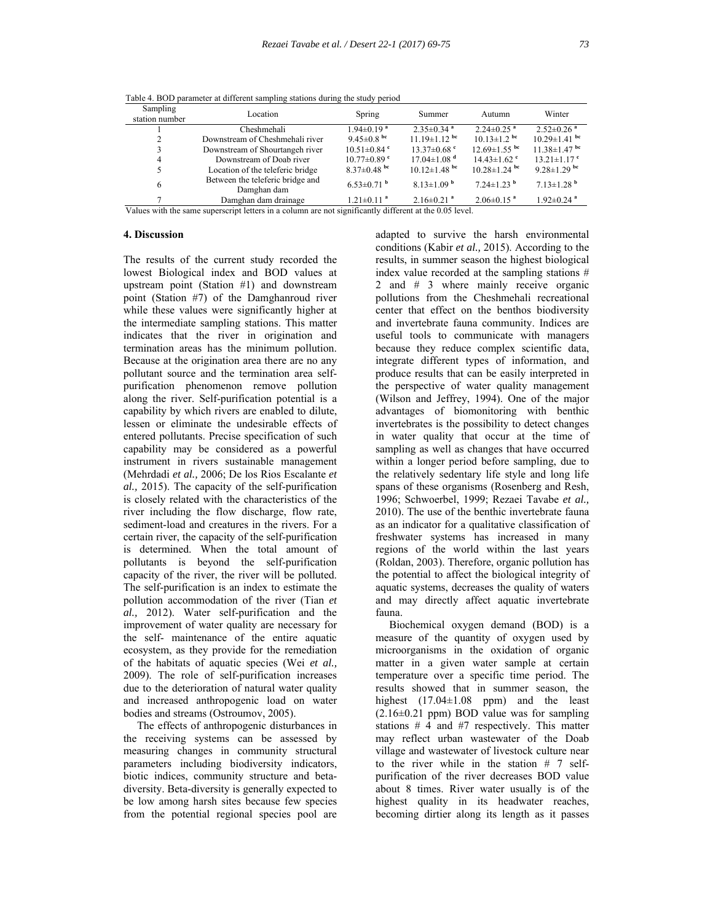Table 4. BOD parameter at different sampling stations during the study period

| Sampling station number | Location | Spring | Summer | Autumn | Winter |
|---|---|---|---|---|---|
| 1 | Cheshmehali | 1.94±0.19 [a] | 2.35±0.34 [a] | 2.24±0.25 [a] | 2.52±0.26 [a] |
| 2 | Downstream of Cheshmehali river | 9.45±0.8 [bc] | 11.19±1.12 [bc] | 10.13±1.2 [bc] | 10.29±1.41 [bc] |
| 3 | Downstream of Shourtangeh river | 10.51±0.84 [c] | 13.37±0.68 [c] | 12.69±1.55 [bc] | 11.38±1.47 [bc] |
| 4 | Downstream of Doab river | 10.77±0.89 [c] | 17.04±1.08 [d] | 14.43±1.62 [c] | 13.21±1.17 [c] |
| 5 | Location of the teleferic bridge | 8.37±0.48 [bc] | 10.12±1.48 [bc] | 10.28±1.24 [bc] | 9.28±1.29 [bc] |
| 6 | Between the teleferic bridge and Damghan dam | 6.53±0.71 [b] | 8.13±1.09 [b] | 7.24±1.23 [b] | 7.13±1.28 [b] |
| 7 | Damghan dam drainage | 1.21±0.11 [a] | 2.16±0.21 [a] | 2.06±0.15 [a] | 1.92±0.24 [a] |

Values with the same superscript letters in a column are not significantly different at the 0.05 level.

## 4. Discussion

The results of the current study recorded the lowest Biological index and BOD values at upstream point (Station #1) and downstream point (Station #7) of the Damghanroud river while these values were significantly higher at the intermediate sampling stations. This matter indicates that the river in origination and termination areas has the minimum pollution. Because at the origination area there are no any pollutant source and the termination area self-purification phenomenon remove pollution along the river. Self-purification potential is a capability by which rivers are enabled to dilute, lessen or eliminate the undesirable effects of entered pollutants. Precise specification of such capability may be considered as a powerful instrument in rivers sustainable management (Mehrdadi *et al.,* 2006; De los Rios Escalante *et al.,* 2015). The capacity of the self-purification is closely related with the characteristics of the river including the flow discharge, flow rate, sediment-load and creatures in the rivers. For a certain river, the capacity of the self-purification is determined. When the total amount of pollutants is beyond the self-purification capacity of the river, the river will be polluted. The self-purification is an index to estimate the pollution accommodation of the river (Tian *et al.,* 2012). Water self-purification and the improvement of water quality are necessary for the self- maintenance of the entire aquatic ecosystem, as they provide for the remediation of the habitats of aquatic species (Wei *et al.,* 2009). The role of self-purification increases due to the deterioration of natural water quality and increased anthropogenic load on water bodies and streams (Ostroumov, 2005).

The effects of anthropogenic disturbances in the receiving systems can be assessed by measuring changes in community structural parameters including biodiversity indicators, biotic indices, community structure and beta-diversity. Beta-diversity is generally expected to be low among harsh sites because few species from the potential regional species pool are adapted to survive the harsh environmental conditions (Kabir *et al.,* 2015). According to the results, in summer season the highest biological index value recorded at the sampling stations # 2 and # 3 where mainly receive organic pollutions from the Cheshmehali recreational center that effect on the benthos biodiversity and invertebrate fauna community. Indices are useful tools to communicate with managers because they reduce complex scientific data, integrate different types of information, and produce results that can be easily interpreted in the perspective of water quality management (Wilson and Jeffrey, 1994). One of the major advantages of biomonitoring with benthic invertebrates is the possibility to detect changes in water quality that occur at the time of sampling as well as changes that have occurred within a longer period before sampling, due to the relatively sedentary life style and long life spans of these organisms (Rosenberg and Resh, 1996; Schwoerbel, 1999; Rezaei Tavabe *et al.,* 2010). The use of the benthic invertebrate fauna as an indicator for a qualitative classification of freshwater systems has increased in many regions of the world within the last years (Roldan, 2003). Therefore, organic pollution has the potential to affect the biological integrity of aquatic systems, decreases the quality of waters and may directly affect aquatic invertebrate fauna.

Biochemical oxygen demand (BOD) is a measure of the quantity of oxygen used by microorganisms in the oxidation of organic matter in a given water sample at certain temperature over a specific time period. The results showed that in summer season, the highest (17.04±1.08 ppm) and the least (2.16±0.21 ppm) BOD value was for sampling stations # 4 and #7 respectively. This matter may reflect urban wastewater of the Doab village and wastewater of livestock culture near to the river while in the station # 7 self-purification of the river decreases BOD value about 8 times. River water usually is of the highest quality in its headwater reaches, becoming dirtier along its length as it passes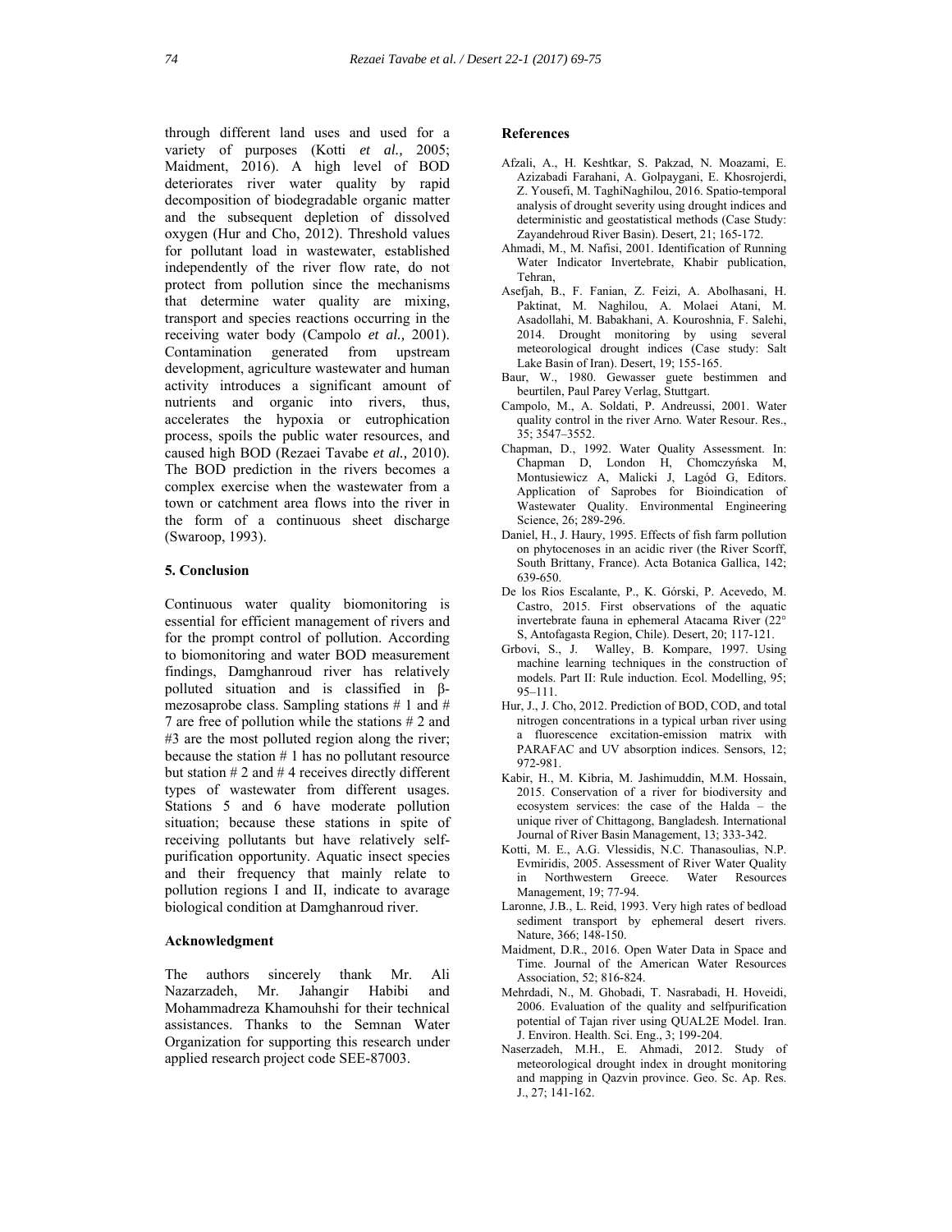through different land uses and used for a variety of purposes (Kotti *et al.,* 2005; Maidment, 2016). A high level of BOD deteriorates river water quality by rapid decomposition of biodegradable organic matter and the subsequent depletion of dissolved oxygen (Hur and Cho, 2012). Threshold values for pollutant load in wastewater, established independently of the river flow rate, do not protect from pollution since the mechanisms that determine water quality are mixing, transport and species reactions occurring in the receiving water body (Campolo *et al.,* 2001). Contamination generated from upstream development, agriculture wastewater and human activity introduces a significant amount of nutrients and organic into rivers, thus, accelerates the hypoxia or eutrophication process, spoils the public water resources, and caused high BOD (Rezaei Tavabe *et al.,* 2010). The BOD prediction in the rivers becomes a complex exercise when the wastewater from a town or catchment area flows into the river in the form of a continuous sheet discharge (Swaroop, 1993).

## 5. Conclusion

Continuous water quality biomonitoring is essential for efficient management of rivers and for the prompt control of pollution. According to biomonitoring and water BOD measurement findings, Damghanroud river has relatively polluted situation and is classified in β-mezosaprobe class. Sampling stations # 1 and # 7 are free of pollution while the stations # 2 and #3 are the most polluted region along the river; because the station # 1 has no pollutant resource but station # 2 and # 4 receives directly different types of wastewater from different usages. Stations 5 and 6 have moderate pollution situation; because these stations in spite of receiving pollutants but have relatively self-purification opportunity. Aquatic insect species and their frequency that mainly relate to pollution regions I and II, indicate to avarage biological condition at Damghanroud river.

## Acknowledgment

The authors sincerely thank Mr. Ali Nazarzadeh, Mr. Jahangir Habibi and Mohammadreza Khamouhshi for their technical assistances. Thanks to the Semnan Water Organization for supporting this research under applied research project code SEE-87003.

## References

Afzali, A., H. Keshtkar, S. Pakzad, N. Moazami, E. Azizabadi Farahani, A. Golpaygani, E. Khosrojerdi, Z. Yousefi, M. TaghiNaghilou, 2016. Spatio-temporal analysis of drought severity using drought indices and deterministic and geostatistical methods (Case Study: Zayandehroud River Basin). Desert, 21; 165-172.

Ahmadi, M., M. Nafisi, 2001. Identification of Running Water Indicator Invertebrate, Khabir publication, Tehran,

Asefjah, B., F. Fanian, Z. Feizi, A. Abolhasani, H. Paktinat, M. Naghilou, A. Molaei Atani, M. Asadollahi, M. Babakhani, A. Kouroshnia, F. Salehi, 2014. Drought monitoring by using several meteorological drought indices (Case study: Salt Lake Basin of Iran). Desert, 19; 155-165.

Baur, W., 1980. Gewasser guete bestimmen and beurtilen, Paul Parey Verlag, Stuttgart.

Campolo, M., A. Soldati, P. Andreussi, 2001. Water quality control in the river Arno. Water Resour. Res., 35; 3547–3552.

Chapman, D., 1992. Water Quality Assessment. In: Chapman D, London H, Chomczyńska M, Montusiewicz A, Malicki J, Lagód G, Editors. Application of Saprobes for Bioindication of Wastewater Quality. Environmental Engineering Science, 26; 289-296.

Daniel, H., J. Haury, 1995. Effects of fish farm pollution on phytocenoses in an acidic river (the River Scorff, South Brittany, France). Acta Botanica Gallica, 142; 639-650.

De los Rios Escalante, P., K. Górski, P. Acevedo, M. Castro, 2015. First observations of the aquatic invertebrate fauna in ephemeral Atacama River (22° S, Antofagasta Region, Chile). Desert, 20; 117-121.

Grbovi, S., J. Walley, B. Kompare, 1997. Using machine learning techniques in the construction of models. Part II: Rule induction. Ecol. Modelling, 95; 95–111.

Hur, J., J. Cho, 2012. Prediction of BOD, COD, and total nitrogen concentrations in a typical urban river using a fluorescence excitation-emission matrix with PARAFAC and UV absorption indices. Sensors, 12; 972-981.

Kabir, H., M. Kibria, M. Jashimuddin, M.M. Hossain, 2015. Conservation of a river for biodiversity and ecosystem services: the case of the Halda – the unique river of Chittagong, Bangladesh. International Journal of River Basin Management, 13; 333-342.

Kotti, M. E., A.G. Vlessidis, N.C. Thanasoulias, N.P. Evmiridis, 2005. Assessment of River Water Quality in Northwestern Greece. Water Resources Management, 19; 77-94.

Laronne, J.B., L. Reid, 1993. Very high rates of bedload sediment transport by ephemeral desert rivers. Nature, 366; 148-150.

Maidment, D.R., 2016. Open Water Data in Space and Time. Journal of the American Water Resources Association, 52; 816-824.

Mehrdadi, N., M. Ghobadi, T. Nasrabadi, H. Hoveidi, 2006. Evaluation of the quality and selfpurification potential of Tajan river using QUAL2E Model. Iran. J. Environ. Health. Sci. Eng., 3; 199-204.

Naserzadeh, M.H., E. Ahmadi, 2012. Study of meteorological drought index in drought monitoring and mapping in Qazvin province. Geo. Sc. Ap. Res. J., 27; 141-162.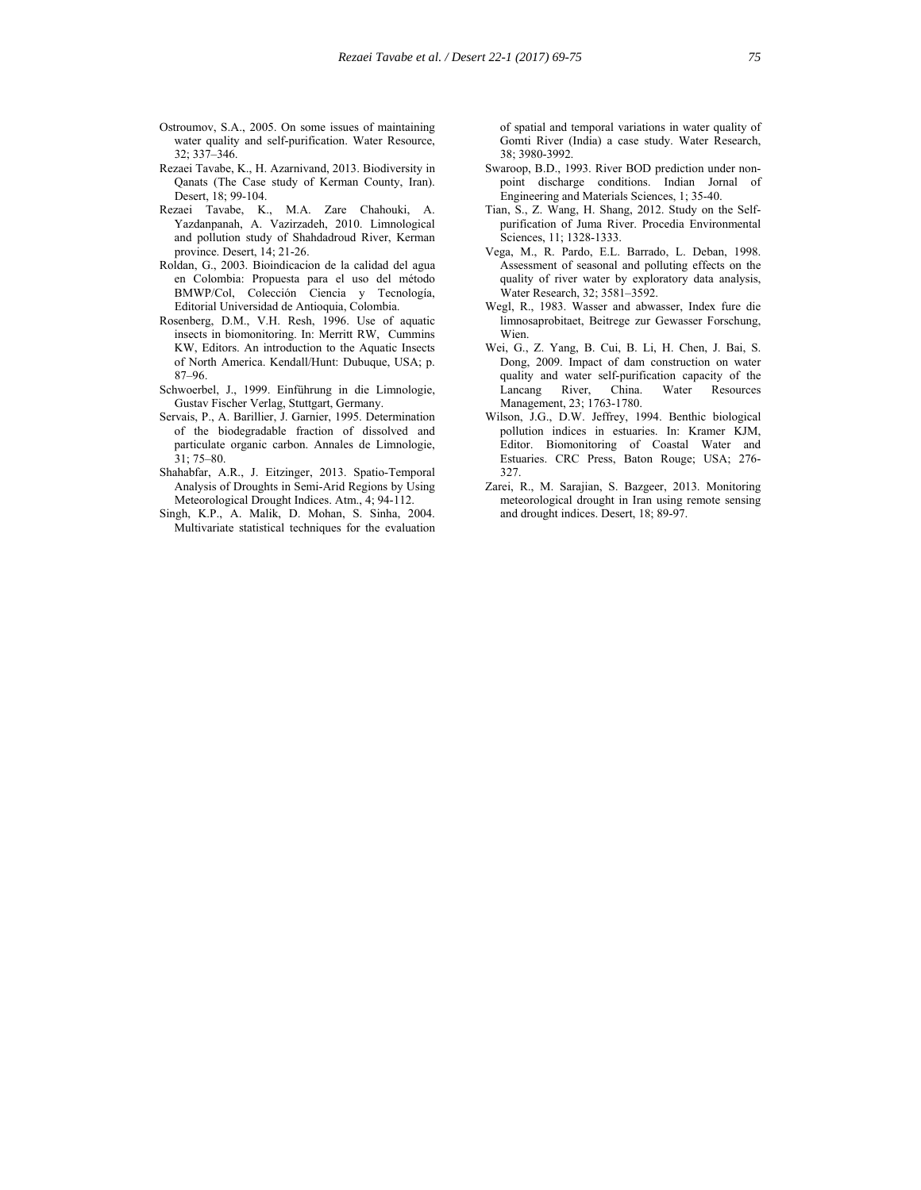Ostroumov, S.A., 2005. On some issues of maintaining water quality and self-purification. Water Resource, 32; 337–346.

Rezaei Tavabe, K., H. Azarnivand, 2013. Biodiversity in Qanats (The Case study of Kerman County, Iran). Desert, 18; 99-104.

Rezaei Tavabe, K., M.A. Zare Chahouki, A. Yazdanpanah, A. Vazirzadeh, 2010. Limnological and pollution study of Shahdadroud River, Kerman province. Desert, 14; 21-26.

Roldan, G., 2003. Bioindicacion de la calidad del agua en Colombia: Propuesta para el uso del método BMWP/Col, Colección Ciencia y Tecnología, Editorial Universidad de Antioquia, Colombia.

Rosenberg, D.M., V.H. Resh, 1996. Use of aquatic insects in biomonitoring. In: Merritt RW, Cummins KW, Editors. An introduction to the Aquatic Insects of North America. Kendall/Hunt: Dubuque, USA; p. 87–96.

Schwoerbel, J., 1999. Einführung in die Limnologie, Gustav Fischer Verlag, Stuttgart, Germany.

Servais, P., A. Barillier, J. Garnier, 1995. Determination of the biodegradable fraction of dissolved and particulate organic carbon. Annales de Limnologie, 31; 75–80.

Shahabfar, A.R., J. Eitzinger, 2013. Spatio-Temporal Analysis of Droughts in Semi-Arid Regions by Using Meteorological Drought Indices. Atm., 4; 94-112.

Singh, K.P., A. Malik, D. Mohan, S. Sinha, 2004. Multivariate statistical techniques for the evaluation of spatial and temporal variations in water quality of Gomti River (India) a case study. Water Research, 38; 3980-3992.

Swaroop, B.D., 1993. River BOD prediction under non-point discharge conditions. Indian Jornal of Engineering and Materials Sciences, 1; 35-40.

Tian, S., Z. Wang, H. Shang, 2012. Study on the Self-purification of Juma River. Procedia Environmental Sciences, 11; 1328-1333.

Vega, M., R. Pardo, E.L. Barrado, L. Deban, 1998. Assessment of seasonal and polluting effects on the quality of river water by exploratory data analysis, Water Research, 32; 3581–3592.

Wegl, R., 1983. Wasser and abwasser, Index fure die limnosaprobitaet, Beitrege zur Gewasser Forschung, Wien.

Wei, G., Z. Yang, B. Cui, B. Li, H. Chen, J. Bai, S. Dong, 2009. Impact of dam construction on water quality and water self-purification capacity of the Lancang River, China. Water Resources Management, 23; 1763-1780.

Wilson, J.G., D.W. Jeffrey, 1994. Benthic biological pollution indices in estuaries. In: Kramer KJM, Editor. Biomonitoring of Coastal Water and Estuaries. CRC Press, Baton Rouge; USA; 276-327.

Zarei, R., M. Sarajian, S. Bazgeer, 2013. Monitoring meteorological drought in Iran using remote sensing and drought indices. Desert, 18; 89-97.